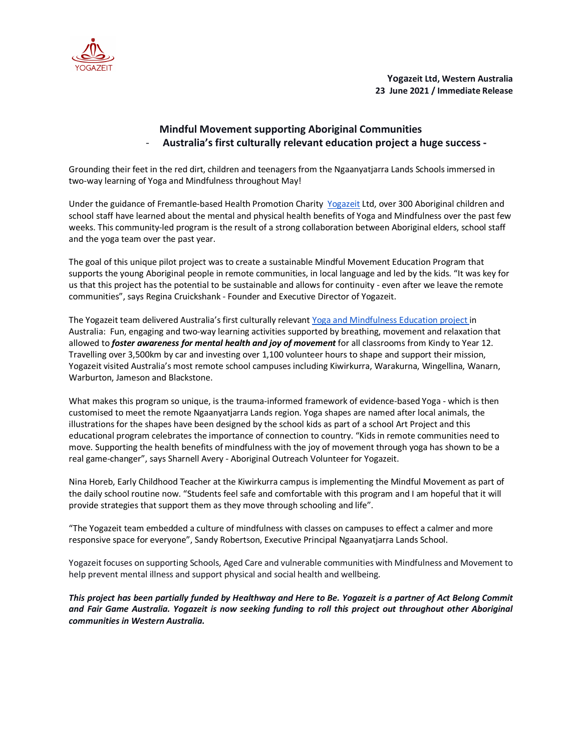YOGAZEIT

**Yogazeit Ltd, Western Australia**
**23 June 2021 / Immediate Release**

# Mindful Movement supporting Aboriginal Communities

## - Australia's first culturally relevant education project a huge success -

Grounding their feet in the red dirt, children and teenagers from the Ngaanyatjarra Lands Schools immersed in two-way learning of Yoga and Mindfulness throughout May!

Under the guidance of Fremantle-based Health Promotion Charity [Yogazeit]() Ltd, over 300 Aboriginal children and school staff have learned about the mental and physical health benefits of Yoga and Mindfulness over the past few weeks. This community-led program is the result of a strong collaboration between Aboriginal elders, school staff and the yoga team over the past year.

The goal of this unique pilot project was to create a sustainable Mindful Movement Education Program that supports the young Aboriginal people in remote communities, in local language and led by the kids. "It was key for us that this project has the potential to be sustainable and allows for continuity - even after we leave the remote communities", says Regina Cruickshank - Founder and Executive Director of Yogazeit.

The Yogazeit team delivered Australia's first culturally relevant [Yoga and Mindfulness Education project]() in Australia: Fun, engaging and two-way learning activities supported by breathing, movement and relaxation that allowed to ***foster awareness for mental health and joy of movement*** for all classrooms from Kindy to Year 12. Travelling over 3,500km by car and investing over 1,100 volunteer hours to shape and support their mission, Yogazeit visited Australia's most remote school campuses including Kiwirkurra, Warakurna, Wingellina, Wanarn, Warburton, Jameson and Blackstone.

What makes this program so unique, is the trauma-informed framework of evidence-based Yoga - which is then customised to meet the remote Ngaanyatjarra Lands region. Yoga shapes are named after local animals, the illustrations for the shapes have been designed by the school kids as part of a school Art Project and this educational program celebrates the importance of connection to country. "Kids in remote communities need to move. Supporting the health benefits of mindfulness with the joy of movement through yoga has shown to be a real game-changer", says Sharnell Avery - Aboriginal Outreach Volunteer for Yogazeit.

Nina Horeb, Early Childhood Teacher at the Kiwirkurra campus is implementing the Mindful Movement as part of the daily school routine now. "Students feel safe and comfortable with this program and I am hopeful that it will provide strategies that support them as they move through schooling and life".

"The Yogazeit team embedded a culture of mindfulness with classes on campuses to effect a calmer and more responsive space for everyone", Sandy Robertson, Executive Principal Ngaanyatjarra Lands School.

Yogazeit focuses on supporting Schools, Aged Care and vulnerable communities with Mindfulness and Movement to help prevent mental illness and support physical and social health and wellbeing.

***This project has been partially funded by Healthway and Here to Be. Yogazeit is a partner of Act Belong Commit and Fair Game Australia. Yogazeit is now seeking funding to roll this project out throughout other Aboriginal communities in Western Australia.***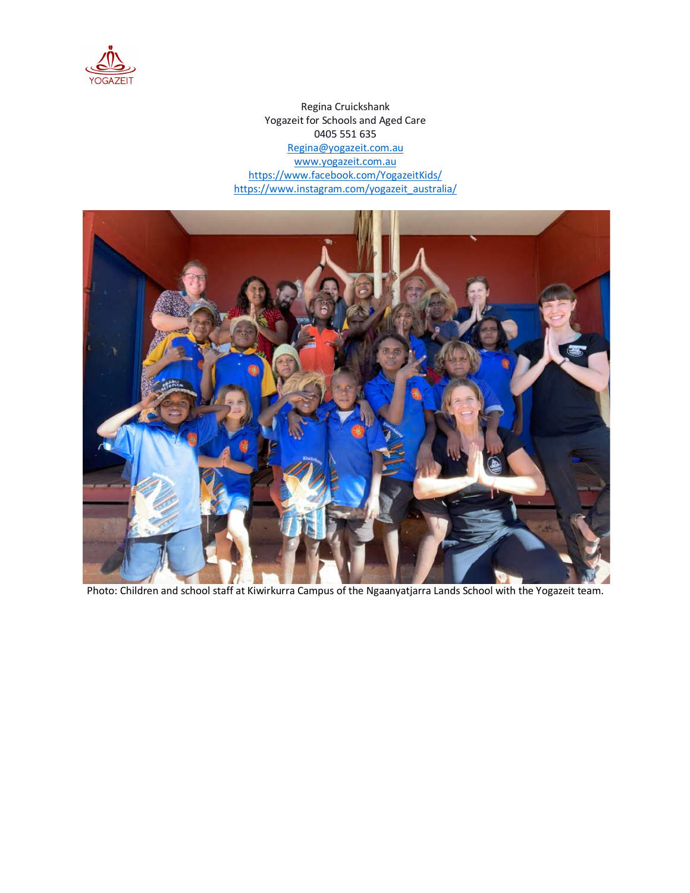YOGAZEIT

Regina Cruickshank
Yogazeit for Schools and Aged Care
0405 551 635
Regina@yogazeit.com.au
www.yogazeit.com.au
https://www.facebook.com/YogazeitKids/
https://www.instagram.com/yogazeit_australia/

Photo: Children and school staff at Kiwirkurra Campus of the Ngaanyatjarra Lands School with the Yogazeit team.